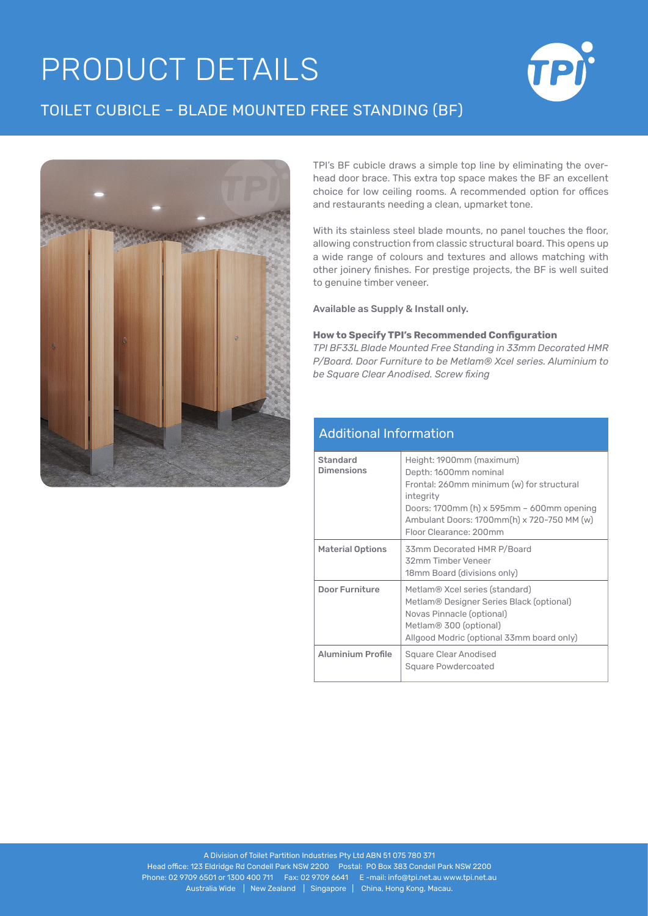# PRODUCT DETAILS

## TOILET CUBICLE – BLADE MOUNTED FREE STANDING (BF)

TPI's BF cubicle draws a simple top line by eliminating the over-head door brace. This extra top space makes the BF an excellent choice for low ceiling rooms. A recommended option for offices and restaurants needing a clean, upmarket tone.

With its stainless steel blade mounts, no panel touches the floor, allowing construction from classic structural board. This opens up a wide range of colours and textures and allows matching with other joinery finishes. For prestige projects, the BF is well suited to genuine timber veneer.

Available as Supply & Install only.

**How to Specify TPI's Recommended Configuration**

*TPI BF33L Blade Mounted Free Standing in 33mm Decorated HMR P/Board. Door Furniture to be Metlam® Xcel series. Aluminium to be Square Clear Anodised. Screw fixing*

### Additional Information

| | |
|---|---|
| **Standard Dimensions** | Height: 1900mm (maximum)<br>Depth: 1600mm nominal<br>Frontal: 260mm minimum (w) for structural integrity<br>Doors: 1700mm (h) x 595mm – 600mm opening<br>Ambulant Doors: 1700mm(h) x 720-750 MM (w)<br>Floor Clearance: 200mm |
| **Material Options** | 33mm Decorated HMR P/Board<br>32mm Timber Veneer<br>18mm Board (divisions only) |
| **Door Furniture** | Metlam® Xcel series (standard)<br>Metlam® Designer Series Black (optional)<br>Novas Pinnacle (optional)<br>Metlam® 300 (optional)<br>Allgood Modric (optional 33mm board only) |
| **Aluminium Profile** | Square Clear Anodised<br>Square Powdercoated |

A Division of Toilet Partition Industries Pty Ltd ABN 51 075 780 371
Head office: 123 Eldridge Rd Condell Park NSW 2200 Postal: PO Box 383 Condell Park NSW 2200
Phone: 02 9709 6501 or 1300 400 711 Fax: 02 9709 6641 E -mail: info@tpi.net.au www.tpi.net.au
Australia Wide | New Zealand | Singapore | China, Hong Kong, Macau.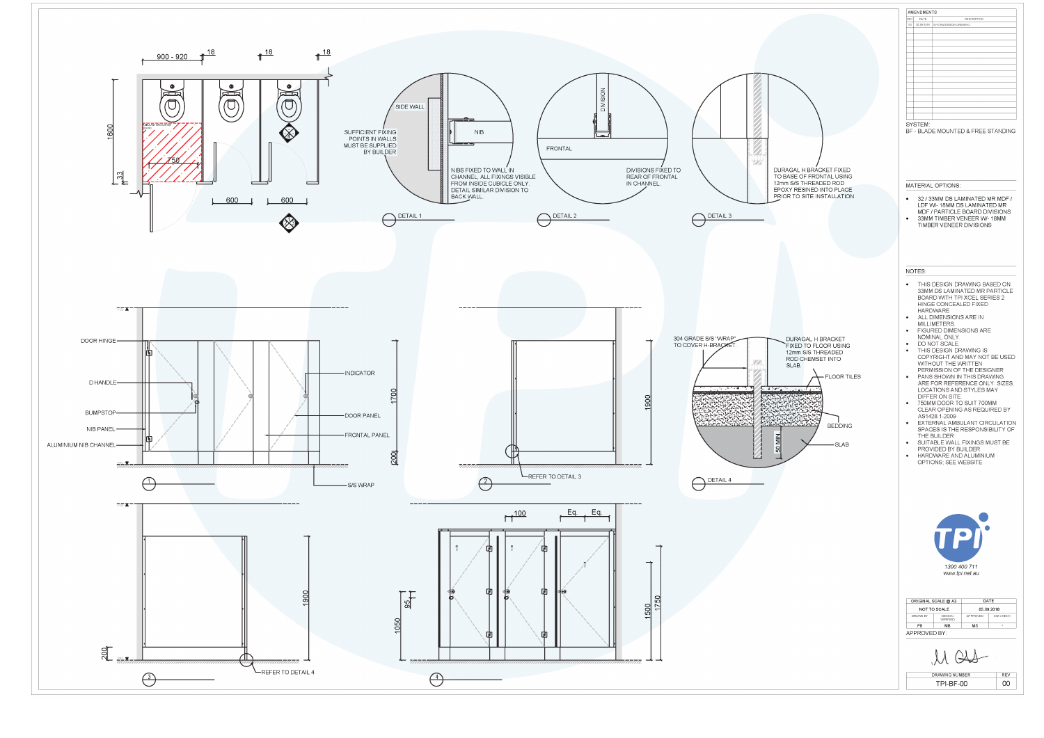AMENDMENTS

| REV | DATE | DESCRIPTION |
| --- | --- | --- |
| 00 | 05.09.2018 | SYSTEM DESIGN DRAWING |

SYSTEM:
BF - BLADE MOUNTED & FREE STANDING

MATERIAL OPTIONS:

- 32 / 33MM DS LAMINATED MR MDF / LDF W/- 18MM DS LAMINATED MR MDF / PARTICLE BOARD DIVISIONS
- 33MM TIMBER VENEER W/- 18MM TIMBER VENEER DIVISIONS

NOTES:

- THIS DESIGN DRAWING BASED ON 33MM DS LAMINATED MR PARTICLE BOARD WITH TPI XCEL SERIES 2 HINGE CONCEALED FIXED HARDWARE
- ALL DIMENSIONS ARE IN MILLIMETERS.
- FIGURED DIMENSIONS ARE NOMINAL ONLY.
- DO NOT SCALE.
- THIS DESIGN DRAWING IS COPYRIGHT AND MAY NOT BE USED WITHOUT THE WRITTEN PERMISSION OF THE DESIGNER
- PANS SHOWN IN THIS DRAWING ARE FOR REFERENCE ONLY; SIZES, LOCATIONS AND STYLES MAY DIFFER ON SITE.
- 750MM DOOR TO SUIT 700MM CLEAR OPENING AS REQUIRED BY AS1428.1-2009
- EXTERNAL AMBULANT CIRCULATION SPACES IS THE RESPONSIBILITY OF THE BUILDER
- SUITABLE WALL FIXINGS MUST BE PROVIDED BY BUILDER
- HARDWARE AND ALUMINIUM OPTIONS; SEE WEBSITE

TPI
1300 400 711
www.tpi.net.au

| ORIGINAL SCALE @ A3 | | DATE | |
| --- | --- | --- | --- |
| NOT TO SCALE | | 05.09.2018 | |
| DRAWN BY | DESIGN VERIFIED | APPROVED | CAD CHECK |
| PB | MB | MS | - |

APPROVED BY:

| DRAWING NUMBER | REV |
| --- | --- |
| TPI-BF-00 | 00 |

---

900 - 920
18
18
18
1600
33
750
600
600

SIDE WALL
SUFFICIENT FIXING POINTS IN WALLS MUST BE SUPPLIED BY BUILDER
NIB
NIBS FIXED TO WALL IN CHANNEL, ALL FIXINGS VISIBLE FROM INSIDE CUBICLE ONLY. DETAIL SIMILAR DIVISION TO BACK WALL.

DETAIL 1

DIVISION
FRONTAL
DIVISIONS FIXED TO REAR OF FRONTAL IN CHANNEL.

DETAIL 2

DURAGAL H BRACKET FIXED TO BASE OF FRONTAL USING 12mm S/S THREADED ROD EPOXY RESINED INTO PLACE PRIOR TO SITE INSTALLATION

DETAIL 3

DOOR HINGE
D HANDLE
BUMPSTOP
NIB PANEL
ALUMINIUM NIB CHANNEL
INDICATOR
DOOR PANEL
FRONTAL PANEL
S/S WRAP
1700
200

1

1900
REFER TO DETAIL 3

2

304 GRADE S/S "WRAP" TO COVER H-BRACKET.
DURAGAL H BRACKET FIXED TO FLOOR USING 12mm S/S THREADED ROD CHEMSET INTO SLAB.
FLOOR TILES
BEDDING
SLAB
50 MIN

DETAIL 4

1900
200
REFER TO DETAIL 4

3

100
Eq.
Eq.
95
1050
1500
1750

4